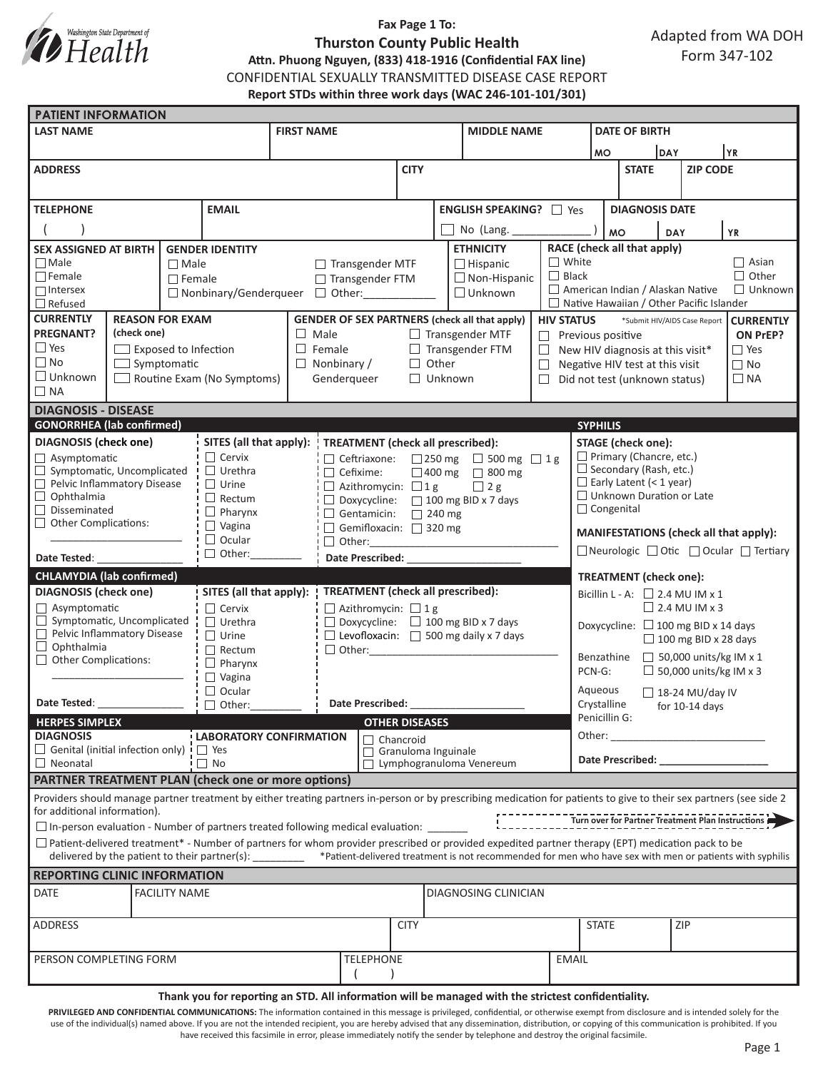Washington State Department of Health

**Fax Page 1 To:**

## Thurston County Public Health

**Attn. Phuong Nguyen, (833) 418-1916 (Confidential FAX line)**

Adapted from WA DOH Form 347-102

CONFIDENTIAL SEXUALLY TRANSMITTED DISEASE CASE REPORT

**Report STDs within three work days (WAC 246-101-101/301)**

## PATIENT INFORMATION

| LAST NAME | FIRST NAME | MIDDLE NAME | DATE OF BIRTH (MO / DAY / YR) |
|---|---|---|---|
| | | | |

| ADDRESS | CITY | STATE | ZIP CODE |
|---|---|---|---|
| | | | |

| TELEPHONE | EMAIL | ENGLISH SPEAKING? | DIAGNOSIS DATE (MO / DAY / YR) |
|---|---|---|---|
| ( ) | | ☐ Yes ☐ No (Lang. ____________ ) | |

**SEX ASSIGNED AT BIRTH**
- ☐ Male
- ☐ Female
- ☐ Intersex
- ☐ Refused

**GENDER IDENTITY**
- ☐ Male
- ☐ Female
- ☐ Nonbinary/Genderqueer
- ☐ Transgender MTF
- ☐ Transgender FTM
- ☐ Other:____________

**ETHNICITY**
- ☐ Hispanic
- ☐ Non-Hispanic
- ☐ Unknown

**RACE (check all that apply)**
- ☐ White
- ☐ Black
- ☐ American Indian / Alaskan Native
- ☐ Native Hawaiian / Other Pacific Islander
- ☐ Asian
- ☐ Other
- ☐ Unknown

**CURRENTLY PREGNANT?**
- ☐ Yes
- ☐ No
- ☐ Unknown
- ☐ NA

**REASON FOR EXAM (check one)**
- ☐ Exposed to Infection
- ☐ Symptomatic
- ☐ Routine Exam (No Symptoms)

**GENDER OF SEX PARTNERS (check all that apply)**
- ☐ Male
- ☐ Female
- ☐ Nonbinary / Genderqueer
- ☐ Transgender MTF
- ☐ Transgender FTM
- ☐ Other
- ☐ Unknown

**HIV STATUS** *Submit HIV/AIDS Case Report
- ☐ Previous positive
- ☐ New HIV diagnosis at this visit*
- ☐ Negative HIV test at this visit
- ☐ Did not test (unknown status)

**CURRENTLY ON PrEP?**
- ☐ Yes
- ☐ No
- ☐ NA

## DIAGNOSIS - DISEASE

### GONORRHEA (lab confirmed)

**DIAGNOSIS (check one)**
- ☐ Asymptomatic
- ☐ Symptomatic, Uncomplicated
- ☐ Pelvic Inflammatory Disease
- ☐ Ophthalmia
- ☐ Disseminated
- ☐ Other Complications: ______________________

Date Tested: _______________

**SITES (all that apply):**
- ☐ Cervix
- ☐ Urethra
- ☐ Urine
- ☐ Rectum
- ☐ Pharynx
- ☐ Vagina
- ☐ Ocular
- ☐ Other:_________

**TREATMENT (check all prescribed):**
- ☐ Ceftriaxone: ☐ 250 mg ☐ 500 mg ☐ 1 g
- ☐ Cefixime: ☐ 400 mg ☐ 800 mg
- ☐ Azithromycin: ☐ 1 g ☐ 2 g
- ☐ Doxycycline: ☐ 100 mg BID x 7 days
- ☐ Gentamicin: ☐ 240 mg
- ☐ Gemifloxacin: ☐ 320 mg
- ☐ Other:_________________________________

Date Prescribed: ____________________

### CHLAMYDIA (lab confirmed)

**DIAGNOSIS (check one)**
- ☐ Asymptomatic
- ☐ Symptomatic, Uncomplicated
- ☐ Pelvic Inflammatory Disease
- ☐ Ophthalmia
- ☐ Other Complications: ______________________

Date Tested: _______________

**SITES (all that apply):**
- ☐ Cervix
- ☐ Urethra
- ☐ Urine
- ☐ Rectum
- ☐ Pharynx
- ☐ Vagina
- ☐ Ocular
- ☐ Other:_________

**TREATMENT (check all prescribed):**
- ☐ Azithromycin: ☐ 1 g
- ☐ Doxycycline: ☐ 100 mg BID x 7 days
- ☐ Levofloxacin: ☐ 500 mg daily x 7 days
- ☐ Other:_________________________________

Date Prescribed: ____________________

### SYPHILIS

**STAGE (check one):**
- ☐ Primary (Chancre, etc.)
- ☐ Secondary (Rash, etc.)
- ☐ Early Latent (< 1 year)
- ☐ Unknown Duration or Late
- ☐ Congenital

**MANIFESTATIONS (check all that apply):**
☐ Neurologic ☐ Otic ☐ Ocular ☐ Tertiary

**TREATMENT (check one):**
- Bicillin L - A: ☐ 2.4 MU IM x 1 ☐ 2.4 MU IM x 3
- Doxycycline: ☐ 100 mg BID x 14 days ☐ 100 mg BID x 28 days
- Benzathine PCN-G: ☐ 50,000 units/kg IM x 1 ☐ 50,000 units/kg IM x 3
- Aqueous Crystalline Penicillin G: ☐ 18-24 MU/day IV for 10-14 days
- Other: ___________________________

Date Prescribed: ___________________

### HERPES SIMPLEX

**DIAGNOSIS**
- ☐ Genital (initial infection only)
- ☐ Neonatal

**LABORATORY CONFIRMATION**
- ☐ Yes
- ☐ No

### OTHER DISEASES
- ☐ Chancroid
- ☐ Granuloma Inguinale
- ☐ Lymphogranuloma Venereum

## PARTNER TREATMENT PLAN (check one or more options)

Providers should manage partner treatment by either treating partners in-person or by prescribing medication for patients to give to their sex partners (see side 2 for additional information).

**Turn over for Partner Treatment Plan Instructions**

☐ In-person evaluation - Number of partners treated following medical evaluation: _______

☐ Patient-delivered treatment* - Number of partners for whom provider prescribed or provided expedited partner therapy (EPT) medication pack to be delivered by the patient to their partner(s): ________ *Patient-delivered treatment is not recommended for men who have sex with men or patients with syphilis

## REPORTING CLINIC INFORMATION

| DATE | FACILITY NAME | DIAGNOSING CLINICIAN |
|---|---|---|
| | | |

| ADDRESS | CITY | STATE | ZIP |
|---|---|---|---|
| | | | |

| PERSON COMPLETING FORM | TELEPHONE | EMAIL |
|---|---|---|
| | ( ) | |

**Thank you for reporting an STD. All information will be managed with the strictest confidentiality.**

**PRIVILEGED AND CONFIDENTIAL COMMUNICATIONS:** The information contained in this message is privileged, confidential, or otherwise exempt from disclosure and is intended solely for the use of the individual(s) named above. If you are not the intended recipient, you are hereby advised that any dissemination, distribution, or copying of this communication is prohibited. If you have received this facsimile in error, please immediately notify the sender by telephone and destroy the original facsimile.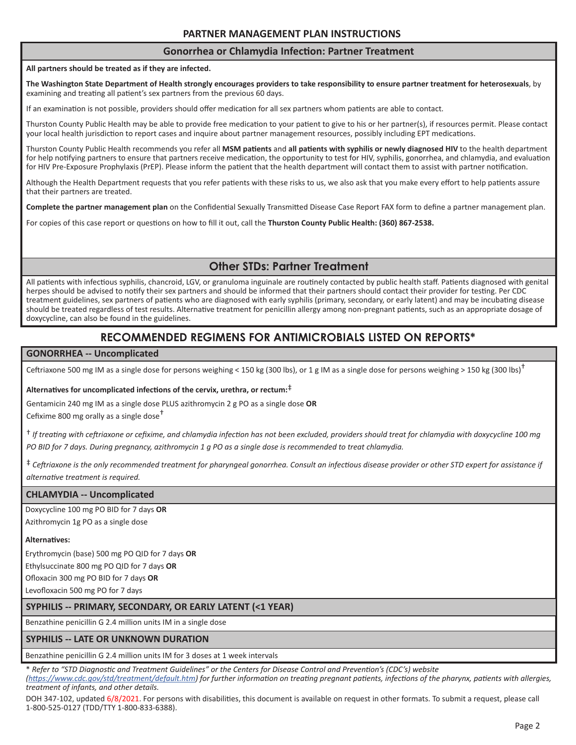# PARTNER MANAGEMENT PLAN INSTRUCTIONS

## Gonorrhea or Chlamydia Infection: Partner Treatment

**All partners should be treated as if they are infected.**

**The Washington State Department of Health strongly encourages providers to take responsibility to ensure partner treatment for heterosexuals**, by examining and treating all patient's sex partners from the previous 60 days.

If an examination is not possible, providers should offer medication for all sex partners whom patients are able to contact.

Thurston County Public Health may be able to provide free medication to your patient to give to his or her partner(s), if resources permit. Please contact your local health jurisdiction to report cases and inquire about partner management resources, possibly including EPT medications.

Thurston County Public Health recommends you refer all **MSM patients** and **all patients with syphilis or newly diagnosed HIV** to the health department for help notifying partners to ensure that partners receive medication, the opportunity to test for HIV, syphilis, gonorrhea, and chlamydia, and evaluation for HIV Pre-Exposure Prophylaxis (PrEP). Please inform the patient that the health department will contact them to assist with partner notification.

Although the Health Department requests that you refer patients with these risks to us, we also ask that you make every effort to help patients assure that their partners are treated.

**Complete the partner management plan** on the Confidential Sexually Transmitted Disease Case Report FAX form to define a partner management plan.

For copies of this case report or questions on how to fill it out, call the **Thurston County Public Health: (360) 867-2538.**

## Other STDs: Partner Treatment

All patients with infectious syphilis, chancroid, LGV, or granuloma inguinale are routinely contacted by public health staff. Patients diagnosed with genital herpes should be advised to notify their sex partners and should be informed that their partners should contact their provider for testing. Per CDC treatment guidelines, sex partners of patients who are diagnosed with early syphilis (primary, secondary, or early latent) and may be incubating disease should be treated regardless of test results. Alternative treatment for penicillin allergy among non-pregnant patients, such as an appropriate dosage of doxycycline, can also be found in the guidelines.

## RECOMMENDED REGIMENS FOR ANTIMICROBIALS LISTED ON REPORTS*

### GONORRHEA -- Uncomplicated

Ceftriaxone 500 mg IM as a single dose for persons weighing < 150 kg (300 lbs), or 1 g IM as a single dose for persons weighing > 150 kg (300 lbs)†

**Alternatives for uncomplicated infections of the cervix, urethra, or rectum:**‡

Gentamicin 240 mg IM as a single dose PLUS azithromycin 2 g PO as a single dose **OR**
Cefixime 800 mg orally as a single dose†

† *If treating with ceftriaxone or cefixime, and chlamydia infection has not been excluded, providers should treat for chlamydia with doxycycline 100 mg PO BID for 7 days. During pregnancy, azithromycin 1 g PO as a single dose is recommended to treat chlamydia.*

‡ *Ceftriaxone is the only recommended treatment for pharyngeal gonorrhea. Consult an infectious disease provider or other STD expert for assistance if alternative treatment is required.*

### CHLAMYDIA -- Uncomplicated

Doxycycline 100 mg PO BID for 7 days **OR**
Azithromycin 1g PO as a single dose

**Alternatives:**

Erythromycin (base) 500 mg PO QID for 7 days **OR**
Ethylsuccinate 800 mg PO QID for 7 days **OR**
Ofloxacin 300 mg PO BID for 7 days **OR**
Levofloxacin 500 mg PO for 7 days

### SYPHILIS -- PRIMARY, SECONDARY, OR EARLY LATENT (<1 YEAR)

Benzathine penicillin G 2.4 million units IM in a single dose

### SYPHILIS -- LATE OR UNKNOWN DURATION

Benzathine penicillin G 2.4 million units IM for 3 doses at 1 week intervals

\* *Refer to "STD Diagnostic and Treatment Guidelines" or the Centers for Disease Control and Prevention's (CDC's) website (https://www.cdc.gov/std/treatment/default.htm) for further information on treating pregnant patients, infections of the pharynx, patients with allergies, treatment of infants, and other details.*

DOH 347-102, updated 6/8/2021. For persons with disabilities, this document is available on request in other formats. To submit a request, please call 1-800-525-0127 (TDD/TTY 1-800-833-6388).